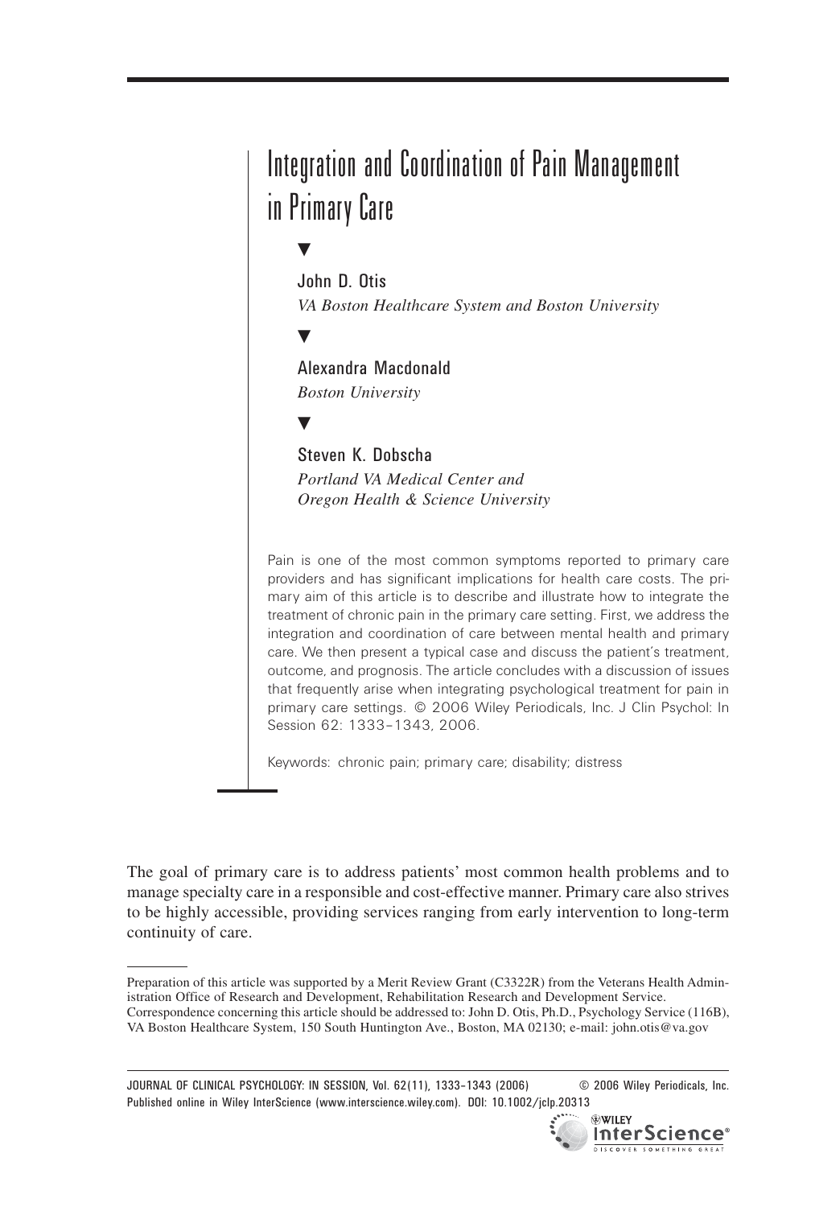# Integration and Coordination of Pain Management in Primary Care

John D. Otis
*VA Boston Healthcare System and Boston University*

Alexandra Macdonald
*Boston University*

Steven K. Dobscha
*Portland VA Medical Center and Oregon Health & Science University*

Pain is one of the most common symptoms reported to primary care providers and has significant implications for health care costs. The primary aim of this article is to describe and illustrate how to integrate the treatment of chronic pain in the primary care setting. First, we address the integration and coordination of care between mental health and primary care. We then present a typical case and discuss the patient's treatment, outcome, and prognosis. The article concludes with a discussion of issues that frequently arise when integrating psychological treatment for pain in primary care settings. © 2006 Wiley Periodicals, Inc. J Clin Psychol: In Session 62: 1333–1343, 2006.

Keywords: chronic pain; primary care; disability; distress

The goal of primary care is to address patients' most common health problems and to manage specialty care in a responsible and cost-effective manner. Primary care also strives to be highly accessible, providing services ranging from early intervention to long-term continuity of care.

---

Preparation of this article was supported by a Merit Review Grant (C3322R) from the Veterans Health Administration Office of Research and Development, Rehabilitation Research and Development Service.
Correspondence concerning this article should be addressed to: John D. Otis, Ph.D., Psychology Service (116B), VA Boston Healthcare System, 150 South Huntington Ave., Boston, MA 02130; e-mail: john.otis@va.gov

JOURNAL OF CLINICAL PSYCHOLOGY: IN SESSION, Vol. 62(11), 1333–1343 (2006) © 2006 Wiley Periodicals, Inc.
Published online in Wiley InterScience (www.interscience.wiley.com). DOI: 10.1002/jclp.20313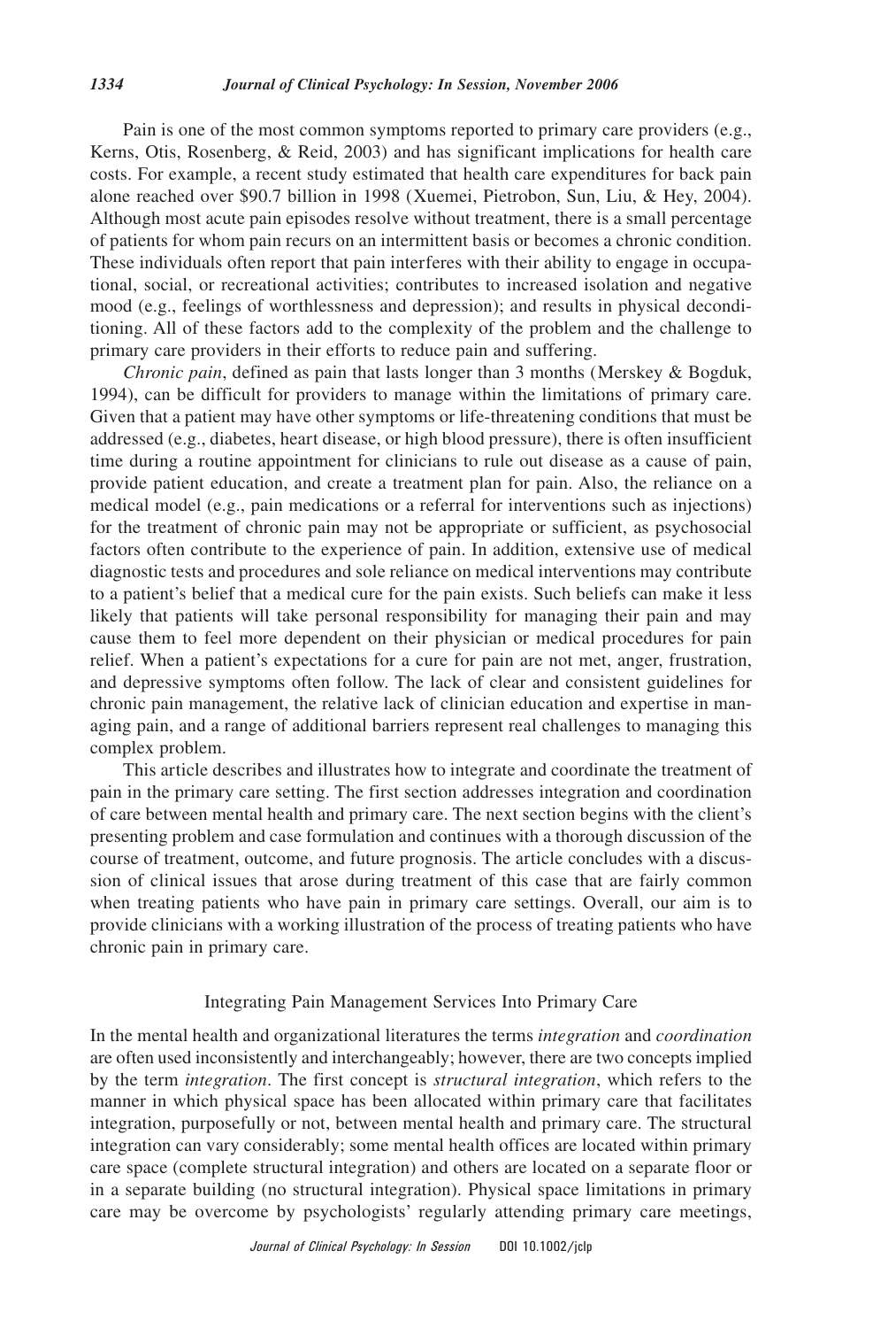Pain is one of the most common symptoms reported to primary care providers (e.g., Kerns, Otis, Rosenberg, & Reid, 2003) and has significant implications for health care costs. For example, a recent study estimated that health care expenditures for back pain alone reached over $90.7 billion in 1998 (Xuemei, Pietrobon, Sun, Liu, & Hey, 2004). Although most acute pain episodes resolve without treatment, there is a small percentage of patients for whom pain recurs on an intermittent basis or becomes a chronic condition. These individuals often report that pain interferes with their ability to engage in occupational, social, or recreational activities; contributes to increased isolation and negative mood (e.g., feelings of worthlessness and depression); and results in physical deconditioning. All of these factors add to the complexity of the problem and the challenge to primary care providers in their efforts to reduce pain and suffering.

*Chronic pain*, defined as pain that lasts longer than 3 months (Merskey & Bogduk, 1994), can be difficult for providers to manage within the limitations of primary care. Given that a patient may have other symptoms or life-threatening conditions that must be addressed (e.g., diabetes, heart disease, or high blood pressure), there is often insufficient time during a routine appointment for clinicians to rule out disease as a cause of pain, provide patient education, and create a treatment plan for pain. Also, the reliance on a medical model (e.g., pain medications or a referral for interventions such as injections) for the treatment of chronic pain may not be appropriate or sufficient, as psychosocial factors often contribute to the experience of pain. In addition, extensive use of medical diagnostic tests and procedures and sole reliance on medical interventions may contribute to a patient's belief that a medical cure for the pain exists. Such beliefs can make it less likely that patients will take personal responsibility for managing their pain and may cause them to feel more dependent on their physician or medical procedures for pain relief. When a patient's expectations for a cure for pain are not met, anger, frustration, and depressive symptoms often follow. The lack of clear and consistent guidelines for chronic pain management, the relative lack of clinician education and expertise in managing pain, and a range of additional barriers represent real challenges to managing this complex problem.

This article describes and illustrates how to integrate and coordinate the treatment of pain in the primary care setting. The first section addresses integration and coordination of care between mental health and primary care. The next section begins with the client's presenting problem and case formulation and continues with a thorough discussion of the course of treatment, outcome, and future prognosis. The article concludes with a discussion of clinical issues that arose during treatment of this case that are fairly common when treating patients who have pain in primary care settings. Overall, our aim is to provide clinicians with a working illustration of the process of treating patients who have chronic pain in primary care.

## Integrating Pain Management Services Into Primary Care

In the mental health and organizational literatures the terms *integration* and *coordination* are often used inconsistently and interchangeably; however, there are two concepts implied by the term *integration*. The first concept is *structural integration*, which refers to the manner in which physical space has been allocated within primary care that facilitates integration, purposefully or not, between mental health and primary care. The structural integration can vary considerably; some mental health offices are located within primary care space (complete structural integration) and others are located on a separate floor or in a separate building (no structural integration). Physical space limitations in primary care may be overcome by psychologists' regularly attending primary care meetings,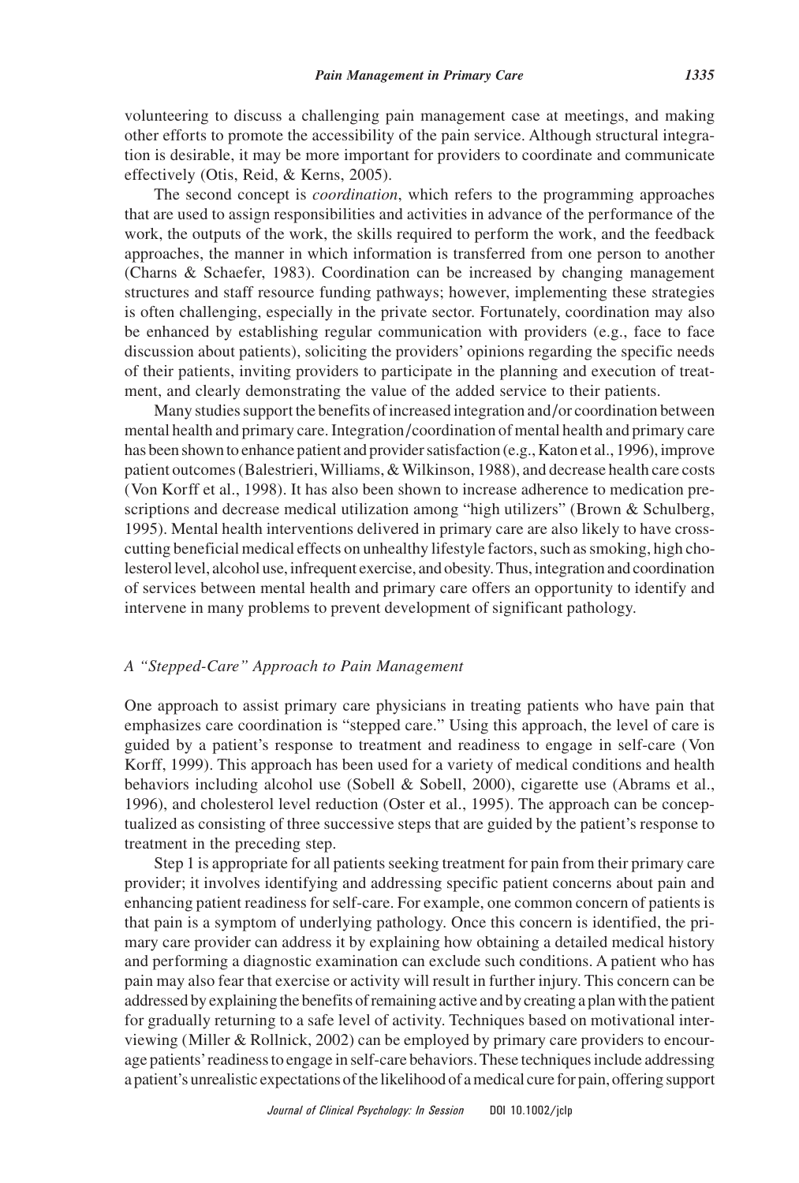volunteering to discuss a challenging pain management case at meetings, and making other efforts to promote the accessibility of the pain service. Although structural integration is desirable, it may be more important for providers to coordinate and communicate effectively (Otis, Reid, & Kerns, 2005).

The second concept is *coordination*, which refers to the programming approaches that are used to assign responsibilities and activities in advance of the performance of the work, the outputs of the work, the skills required to perform the work, and the feedback approaches, the manner in which information is transferred from one person to another (Charns & Schaefer, 1983). Coordination can be increased by changing management structures and staff resource funding pathways; however, implementing these strategies is often challenging, especially in the private sector. Fortunately, coordination may also be enhanced by establishing regular communication with providers (e.g., face to face discussion about patients), soliciting the providers' opinions regarding the specific needs of their patients, inviting providers to participate in the planning and execution of treatment, and clearly demonstrating the value of the added service to their patients.

Many studies support the benefits of increased integration and/or coordination between mental health and primary care. Integration/coordination of mental health and primary care has been shown to enhance patient and provider satisfaction (e.g., Katon et al., 1996), improve patient outcomes (Balestrieri, Williams, & Wilkinson, 1988), and decrease health care costs (Von Korff et al., 1998). It has also been shown to increase adherence to medication prescriptions and decrease medical utilization among "high utilizers" (Brown & Schulberg, 1995). Mental health interventions delivered in primary care are also likely to have cross-cutting beneficial medical effects on unhealthy lifestyle factors, such as smoking, high cholesterol level, alcohol use, infrequent exercise, and obesity. Thus, integration and coordination of services between mental health and primary care offers an opportunity to identify and intervene in many problems to prevent development of significant pathology.

### *A "Stepped-Care" Approach to Pain Management*

One approach to assist primary care physicians in treating patients who have pain that emphasizes care coordination is "stepped care." Using this approach, the level of care is guided by a patient's response to treatment and readiness to engage in self-care (Von Korff, 1999). This approach has been used for a variety of medical conditions and health behaviors including alcohol use (Sobell & Sobell, 2000), cigarette use (Abrams et al., 1996), and cholesterol level reduction (Oster et al., 1995). The approach can be conceptualized as consisting of three successive steps that are guided by the patient's response to treatment in the preceding step.

Step 1 is appropriate for all patients seeking treatment for pain from their primary care provider; it involves identifying and addressing specific patient concerns about pain and enhancing patient readiness for self-care. For example, one common concern of patients is that pain is a symptom of underlying pathology. Once this concern is identified, the primary care provider can address it by explaining how obtaining a detailed medical history and performing a diagnostic examination can exclude such conditions. A patient who has pain may also fear that exercise or activity will result in further injury. This concern can be addressed by explaining the benefits of remaining active and by creating a plan with the patient for gradually returning to a safe level of activity. Techniques based on motivational interviewing (Miller & Rollnick, 2002) can be employed by primary care providers to encourage patients' readiness to engage in self-care behaviors. These techniques include addressing a patient's unrealistic expectations of the likelihood of a medical cure for pain, offering support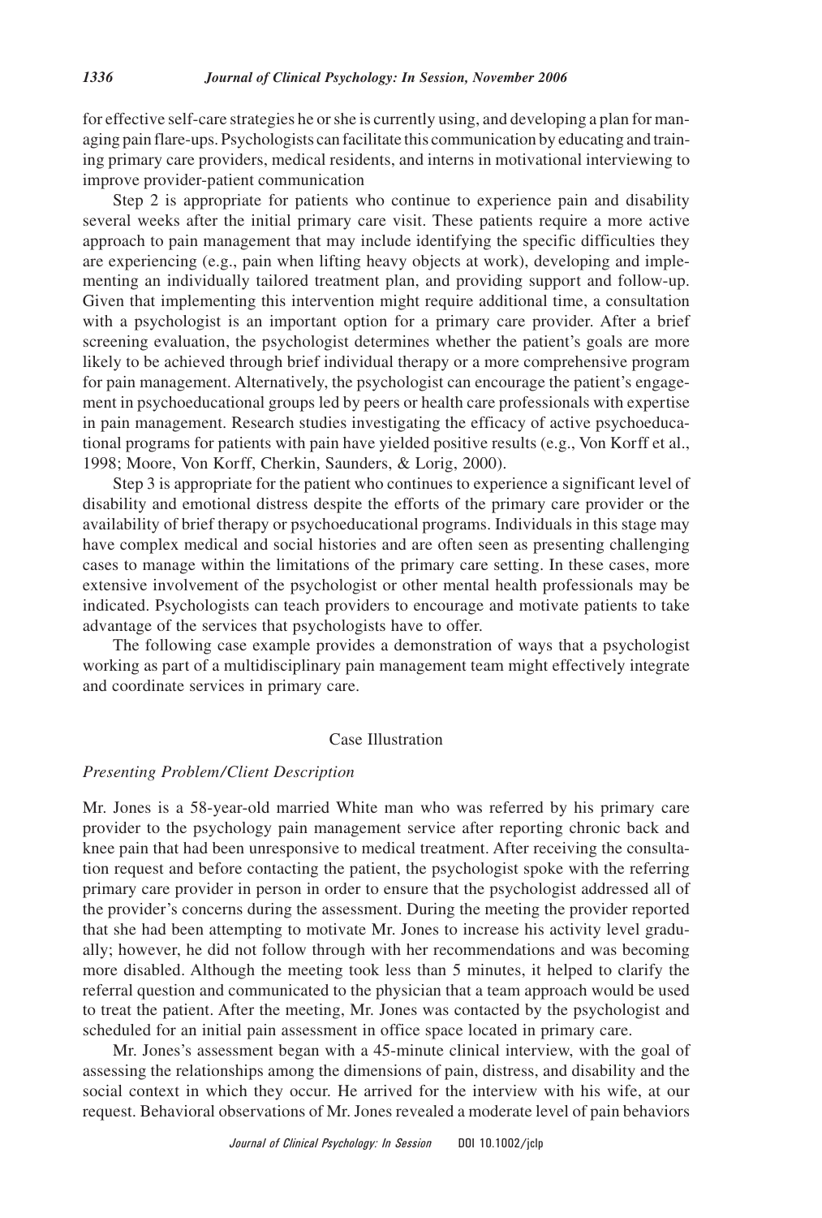for effective self-care strategies he or she is currently using, and developing a plan for managing pain flare-ups. Psychologists can facilitate this communication by educating and training primary care providers, medical residents, and interns in motivational interviewing to improve provider-patient communication

Step 2 is appropriate for patients who continue to experience pain and disability several weeks after the initial primary care visit. These patients require a more active approach to pain management that may include identifying the specific difficulties they are experiencing (e.g., pain when lifting heavy objects at work), developing and implementing an individually tailored treatment plan, and providing support and follow-up. Given that implementing this intervention might require additional time, a consultation with a psychologist is an important option for a primary care provider. After a brief screening evaluation, the psychologist determines whether the patient's goals are more likely to be achieved through brief individual therapy or a more comprehensive program for pain management. Alternatively, the psychologist can encourage the patient's engagement in psychoeducational groups led by peers or health care professionals with expertise in pain management. Research studies investigating the efficacy of active psychoeducational programs for patients with pain have yielded positive results (e.g., Von Korff et al., 1998; Moore, Von Korff, Cherkin, Saunders, & Lorig, 2000).

Step 3 is appropriate for the patient who continues to experience a significant level of disability and emotional distress despite the efforts of the primary care provider or the availability of brief therapy or psychoeducational programs. Individuals in this stage may have complex medical and social histories and are often seen as presenting challenging cases to manage within the limitations of the primary care setting. In these cases, more extensive involvement of the psychologist or other mental health professionals may be indicated. Psychologists can teach providers to encourage and motivate patients to take advantage of the services that psychologists have to offer.

The following case example provides a demonstration of ways that a psychologist working as part of a multidisciplinary pain management team might effectively integrate and coordinate services in primary care.

## Case Illustration

### *Presenting Problem/Client Description*

Mr. Jones is a 58-year-old married White man who was referred by his primary care provider to the psychology pain management service after reporting chronic back and knee pain that had been unresponsive to medical treatment. After receiving the consultation request and before contacting the patient, the psychologist spoke with the referring primary care provider in person in order to ensure that the psychologist addressed all of the provider's concerns during the assessment. During the meeting the provider reported that she had been attempting to motivate Mr. Jones to increase his activity level gradually; however, he did not follow through with her recommendations and was becoming more disabled. Although the meeting took less than 5 minutes, it helped to clarify the referral question and communicated to the physician that a team approach would be used to treat the patient. After the meeting, Mr. Jones was contacted by the psychologist and scheduled for an initial pain assessment in office space located in primary care.

Mr. Jones's assessment began with a 45-minute clinical interview, with the goal of assessing the relationships among the dimensions of pain, distress, and disability and the social context in which they occur. He arrived for the interview with his wife, at our request. Behavioral observations of Mr. Jones revealed a moderate level of pain behaviors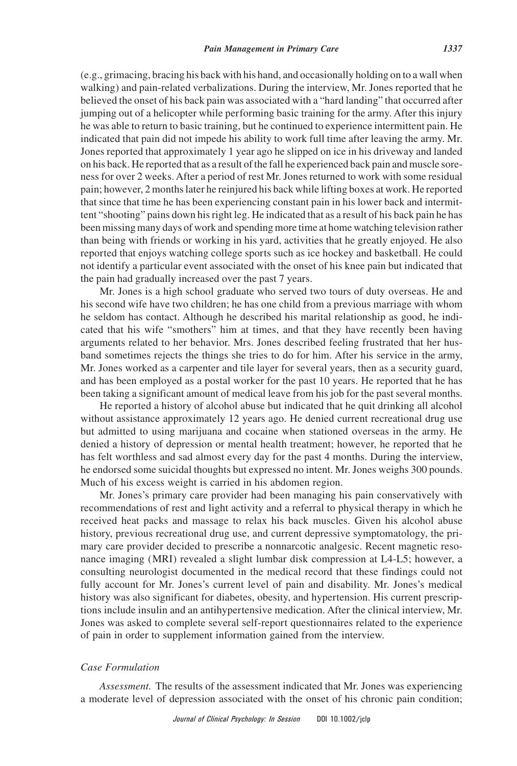(e.g., grimacing, bracing his back with his hand, and occasionally holding on to a wall when walking) and pain-related verbalizations. During the interview, Mr. Jones reported that he believed the onset of his back pain was associated with a "hard landing" that occurred after jumping out of a helicopter while performing basic training for the army. After this injury he was able to return to basic training, but he continued to experience intermittent pain. He indicated that pain did not impede his ability to work full time after leaving the army. Mr. Jones reported that approximately 1 year ago he slipped on ice in his driveway and landed on his back. He reported that as a result of the fall he experienced back pain and muscle soreness for over 2 weeks. After a period of rest Mr. Jones returned to work with some residual pain; however, 2 months later he reinjured his back while lifting boxes at work. He reported that since that time he has been experiencing constant pain in his lower back and intermittent "shooting" pains down his right leg. He indicated that as a result of his back pain he has been missing many days of work and spending more time at home watching television rather than being with friends or working in his yard, activities that he greatly enjoyed. He also reported that enjoys watching college sports such as ice hockey and basketball. He could not identify a particular event associated with the onset of his knee pain but indicated that the pain had gradually increased over the past 7 years.

Mr. Jones is a high school graduate who served two tours of duty overseas. He and his second wife have two children; he has one child from a previous marriage with whom he seldom has contact. Although he described his marital relationship as good, he indicated that his wife "smothers" him at times, and that they have recently been having arguments related to her behavior. Mrs. Jones described feeling frustrated that her husband sometimes rejects the things she tries to do for him. After his service in the army, Mr. Jones worked as a carpenter and tile layer for several years, then as a security guard, and has been employed as a postal worker for the past 10 years. He reported that he has been taking a significant amount of medical leave from his job for the past several months.

He reported a history of alcohol abuse but indicated that he quit drinking all alcohol without assistance approximately 12 years ago. He denied current recreational drug use but admitted to using marijuana and cocaine when stationed overseas in the army. He denied a history of depression or mental health treatment; however, he reported that he has felt worthless and sad almost every day for the past 4 months. During the interview, he endorsed some suicidal thoughts but expressed no intent. Mr. Jones weighs 300 pounds. Much of his excess weight is carried in his abdomen region.

Mr. Jones's primary care provider had been managing his pain conservatively with recommendations of rest and light activity and a referral to physical therapy in which he received heat packs and massage to relax his back muscles. Given his alcohol abuse history, previous recreational drug use, and current depressive symptomatology, the primary care provider decided to prescribe a nonnarcotic analgesic. Recent magnetic resonance imaging (MRI) revealed a slight lumbar disk compression at L4-L5; however, a consulting neurologist documented in the medical record that these findings could not fully account for Mr. Jones's current level of pain and disability. Mr. Jones's medical history was also significant for diabetes, obesity, and hypertension. His current prescriptions include insulin and an antihypertensive medication. After the clinical interview, Mr. Jones was asked to complete several self-report questionnaires related to the experience of pain in order to supplement information gained from the interview.

### *Case Formulation*

*Assessment.* The results of the assessment indicated that Mr. Jones was experiencing a moderate level of depression associated with the onset of his chronic pain condition;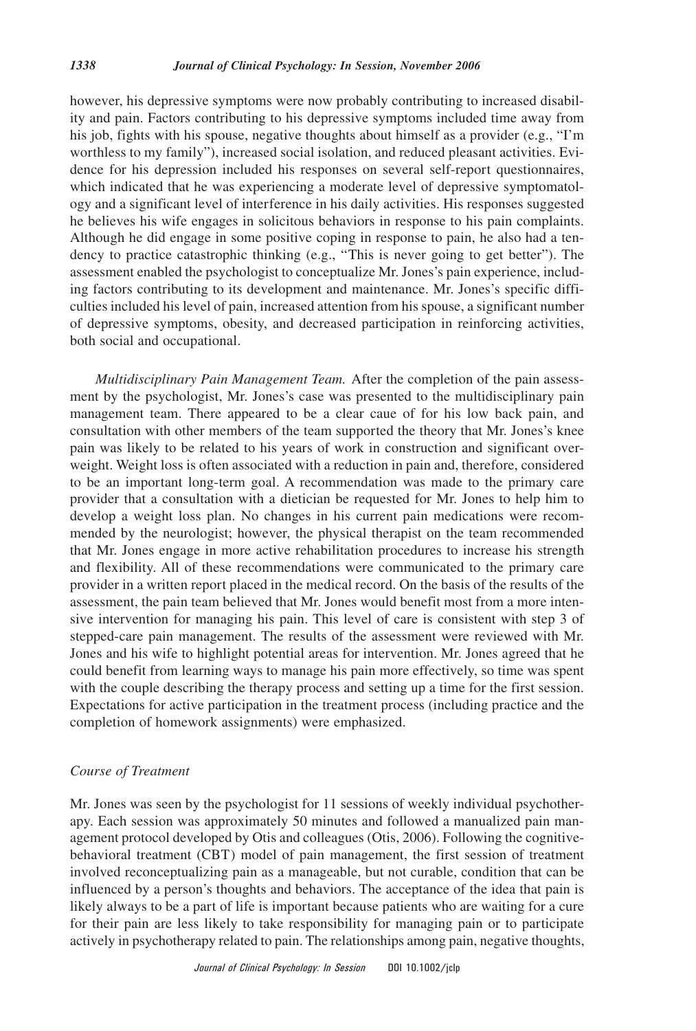however, his depressive symptoms were now probably contributing to increased disability and pain. Factors contributing to his depressive symptoms included time away from his job, fights with his spouse, negative thoughts about himself as a provider (e.g., "I'm worthless to my family"), increased social isolation, and reduced pleasant activities. Evidence for his depression included his responses on several self-report questionnaires, which indicated that he was experiencing a moderate level of depressive symptomatology and a significant level of interference in his daily activities. His responses suggested he believes his wife engages in solicitous behaviors in response to his pain complaints. Although he did engage in some positive coping in response to pain, he also had a tendency to practice catastrophic thinking (e.g., "This is never going to get better"). The assessment enabled the psychologist to conceptualize Mr. Jones's pain experience, including factors contributing to its development and maintenance. Mr. Jones's specific difficulties included his level of pain, increased attention from his spouse, a significant number of depressive symptoms, obesity, and decreased participation in reinforcing activities, both social and occupational.

*Multidisciplinary Pain Management Team.* After the completion of the pain assessment by the psychologist, Mr. Jones's case was presented to the multidisciplinary pain management team. There appeared to be a clear caue of for his low back pain, and consultation with other members of the team supported the theory that Mr. Jones's knee pain was likely to be related to his years of work in construction and significant overweight. Weight loss is often associated with a reduction in pain and, therefore, considered to be an important long-term goal. A recommendation was made to the primary care provider that a consultation with a dietician be requested for Mr. Jones to help him to develop a weight loss plan. No changes in his current pain medications were recommended by the neurologist; however, the physical therapist on the team recommended that Mr. Jones engage in more active rehabilitation procedures to increase his strength and flexibility. All of these recommendations were communicated to the primary care provider in a written report placed in the medical record. On the basis of the results of the assessment, the pain team believed that Mr. Jones would benefit most from a more intensive intervention for managing his pain. This level of care is consistent with step 3 of stepped-care pain management. The results of the assessment were reviewed with Mr. Jones and his wife to highlight potential areas for intervention. Mr. Jones agreed that he could benefit from learning ways to manage his pain more effectively, so time was spent with the couple describing the therapy process and setting up a time for the first session. Expectations for active participation in the treatment process (including practice and the completion of homework assignments) were emphasized.

### *Course of Treatment*

Mr. Jones was seen by the psychologist for 11 sessions of weekly individual psychotherapy. Each session was approximately 50 minutes and followed a manualized pain management protocol developed by Otis and colleagues (Otis, 2006). Following the cognitive-behavioral treatment (CBT) model of pain management, the first session of treatment involved reconceptualizing pain as a manageable, but not curable, condition that can be influenced by a person's thoughts and behaviors. The acceptance of the idea that pain is likely always to be a part of life is important because patients who are waiting for a cure for their pain are less likely to take responsibility for managing pain or to participate actively in psychotherapy related to pain. The relationships among pain, negative thoughts,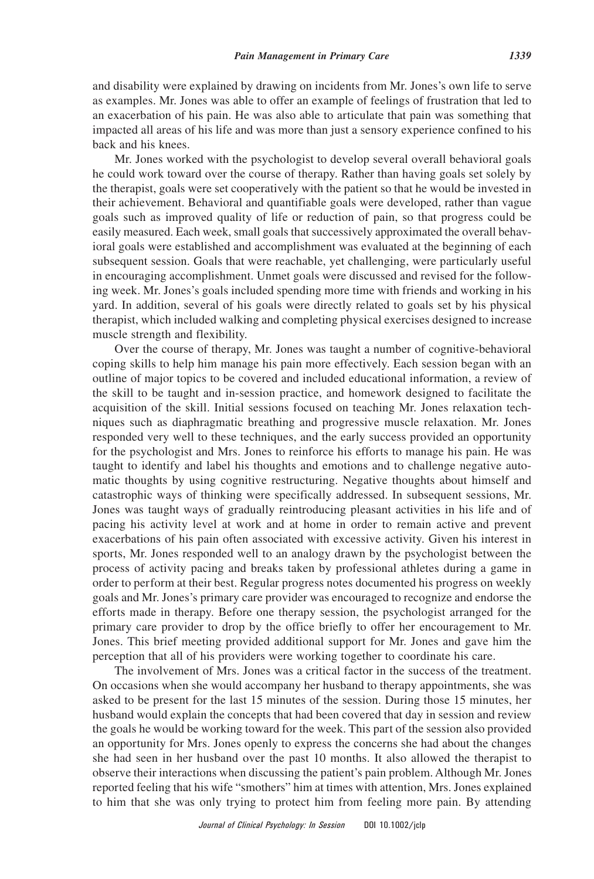and disability were explained by drawing on incidents from Mr. Jones's own life to serve as examples. Mr. Jones was able to offer an example of feelings of frustration that led to an exacerbation of his pain. He was also able to articulate that pain was something that impacted all areas of his life and was more than just a sensory experience confined to his back and his knees.

Mr. Jones worked with the psychologist to develop several overall behavioral goals he could work toward over the course of therapy. Rather than having goals set solely by the therapist, goals were set cooperatively with the patient so that he would be invested in their achievement. Behavioral and quantifiable goals were developed, rather than vague goals such as improved quality of life or reduction of pain, so that progress could be easily measured. Each week, small goals that successively approximated the overall behavioral goals were established and accomplishment was evaluated at the beginning of each subsequent session. Goals that were reachable, yet challenging, were particularly useful in encouraging accomplishment. Unmet goals were discussed and revised for the following week. Mr. Jones's goals included spending more time with friends and working in his yard. In addition, several of his goals were directly related to goals set by his physical therapist, which included walking and completing physical exercises designed to increase muscle strength and flexibility.

Over the course of therapy, Mr. Jones was taught a number of cognitive-behavioral coping skills to help him manage his pain more effectively. Each session began with an outline of major topics to be covered and included educational information, a review of the skill to be taught and in-session practice, and homework designed to facilitate the acquisition of the skill. Initial sessions focused on teaching Mr. Jones relaxation techniques such as diaphragmatic breathing and progressive muscle relaxation. Mr. Jones responded very well to these techniques, and the early success provided an opportunity for the psychologist and Mrs. Jones to reinforce his efforts to manage his pain. He was taught to identify and label his thoughts and emotions and to challenge negative automatic thoughts by using cognitive restructuring. Negative thoughts about himself and catastrophic ways of thinking were specifically addressed. In subsequent sessions, Mr. Jones was taught ways of gradually reintroducing pleasant activities in his life and of pacing his activity level at work and at home in order to remain active and prevent exacerbations of his pain often associated with excessive activity. Given his interest in sports, Mr. Jones responded well to an analogy drawn by the psychologist between the process of activity pacing and breaks taken by professional athletes during a game in order to perform at their best. Regular progress notes documented his progress on weekly goals and Mr. Jones's primary care provider was encouraged to recognize and endorse the efforts made in therapy. Before one therapy session, the psychologist arranged for the primary care provider to drop by the office briefly to offer her encouragement to Mr. Jones. This brief meeting provided additional support for Mr. Jones and gave him the perception that all of his providers were working together to coordinate his care.

The involvement of Mrs. Jones was a critical factor in the success of the treatment. On occasions when she would accompany her husband to therapy appointments, she was asked to be present for the last 15 minutes of the session. During those 15 minutes, her husband would explain the concepts that had been covered that day in session and review the goals he would be working toward for the week. This part of the session also provided an opportunity for Mrs. Jones openly to express the concerns she had about the changes she had seen in her husband over the past 10 months. It also allowed the therapist to observe their interactions when discussing the patient's pain problem. Although Mr. Jones reported feeling that his wife "smothers" him at times with attention, Mrs. Jones explained to him that she was only trying to protect him from feeling more pain. By attending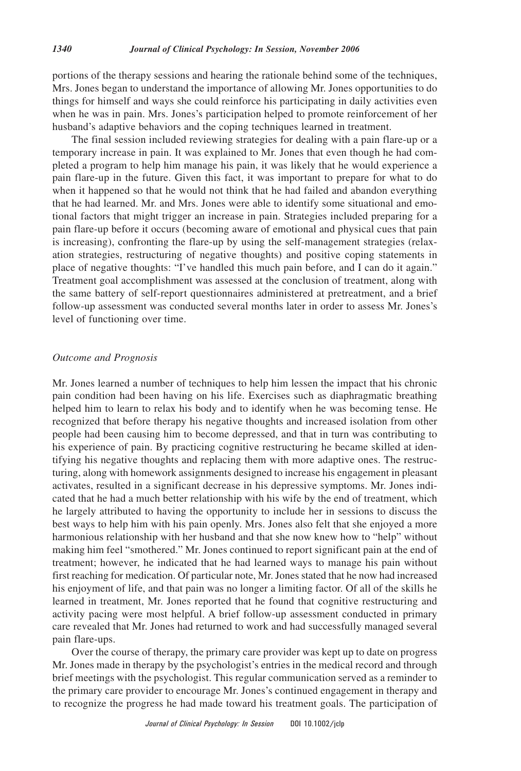portions of the therapy sessions and hearing the rationale behind some of the techniques, Mrs. Jones began to understand the importance of allowing Mr. Jones opportunities to do things for himself and ways she could reinforce his participating in daily activities even when he was in pain. Mrs. Jones's participation helped to promote reinforcement of her husband's adaptive behaviors and the coping techniques learned in treatment.

The final session included reviewing strategies for dealing with a pain flare-up or a temporary increase in pain. It was explained to Mr. Jones that even though he had completed a program to help him manage his pain, it was likely that he would experience a pain flare-up in the future. Given this fact, it was important to prepare for what to do when it happened so that he would not think that he had failed and abandon everything that he had learned. Mr. and Mrs. Jones were able to identify some situational and emotional factors that might trigger an increase in pain. Strategies included preparing for a pain flare-up before it occurs (becoming aware of emotional and physical cues that pain is increasing), confronting the flare-up by using the self-management strategies (relaxation strategies, restructuring of negative thoughts) and positive coping statements in place of negative thoughts: "I've handled this much pain before, and I can do it again." Treatment goal accomplishment was assessed at the conclusion of treatment, along with the same battery of self-report questionnaires administered at pretreatment, and a brief follow-up assessment was conducted several months later in order to assess Mr. Jones's level of functioning over time.

### *Outcome and Prognosis*

Mr. Jones learned a number of techniques to help him lessen the impact that his chronic pain condition had been having on his life. Exercises such as diaphragmatic breathing helped him to learn to relax his body and to identify when he was becoming tense. He recognized that before therapy his negative thoughts and increased isolation from other people had been causing him to become depressed, and that in turn was contributing to his experience of pain. By practicing cognitive restructuring he became skilled at identifying his negative thoughts and replacing them with more adaptive ones. The restructuring, along with homework assignments designed to increase his engagement in pleasant activates, resulted in a significant decrease in his depressive symptoms. Mr. Jones indicated that he had a much better relationship with his wife by the end of treatment, which he largely attributed to having the opportunity to include her in sessions to discuss the best ways to help him with his pain openly. Mrs. Jones also felt that she enjoyed a more harmonious relationship with her husband and that she now knew how to "help" without making him feel "smothered." Mr. Jones continued to report significant pain at the end of treatment; however, he indicated that he had learned ways to manage his pain without first reaching for medication. Of particular note, Mr. Jones stated that he now had increased his enjoyment of life, and that pain was no longer a limiting factor. Of all of the skills he learned in treatment, Mr. Jones reported that he found that cognitive restructuring and activity pacing were most helpful. A brief follow-up assessment conducted in primary care revealed that Mr. Jones had returned to work and had successfully managed several pain flare-ups.

Over the course of therapy, the primary care provider was kept up to date on progress Mr. Jones made in therapy by the psychologist's entries in the medical record and through brief meetings with the psychologist. This regular communication served as a reminder to the primary care provider to encourage Mr. Jones's continued engagement in therapy and to recognize the progress he had made toward his treatment goals. The participation of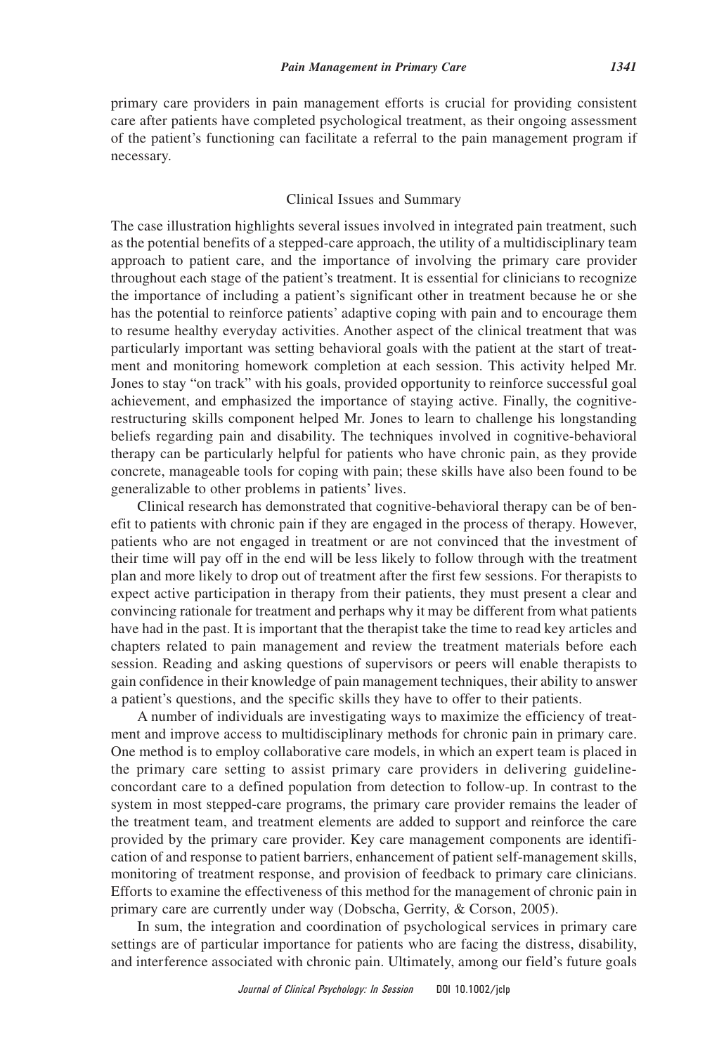primary care providers in pain management efforts is crucial for providing consistent care after patients have completed psychological treatment, as their ongoing assessment of the patient's functioning can facilitate a referral to the pain management program if necessary.

## Clinical Issues and Summary

The case illustration highlights several issues involved in integrated pain treatment, such as the potential benefits of a stepped-care approach, the utility of a multidisciplinary team approach to patient care, and the importance of involving the primary care provider throughout each stage of the patient's treatment. It is essential for clinicians to recognize the importance of including a patient's significant other in treatment because he or she has the potential to reinforce patients' adaptive coping with pain and to encourage them to resume healthy everyday activities. Another aspect of the clinical treatment that was particularly important was setting behavioral goals with the patient at the start of treatment and monitoring homework completion at each session. This activity helped Mr. Jones to stay "on track" with his goals, provided opportunity to reinforce successful goal achievement, and emphasized the importance of staying active. Finally, the cognitive-restructuring skills component helped Mr. Jones to learn to challenge his longstanding beliefs regarding pain and disability. The techniques involved in cognitive-behavioral therapy can be particularly helpful for patients who have chronic pain, as they provide concrete, manageable tools for coping with pain; these skills have also been found to be generalizable to other problems in patients' lives.

Clinical research has demonstrated that cognitive-behavioral therapy can be of benefit to patients with chronic pain if they are engaged in the process of therapy. However, patients who are not engaged in treatment or are not convinced that the investment of their time will pay off in the end will be less likely to follow through with the treatment plan and more likely to drop out of treatment after the first few sessions. For therapists to expect active participation in therapy from their patients, they must present a clear and convincing rationale for treatment and perhaps why it may be different from what patients have had in the past. It is important that the therapist take the time to read key articles and chapters related to pain management and review the treatment materials before each session. Reading and asking questions of supervisors or peers will enable therapists to gain confidence in their knowledge of pain management techniques, their ability to answer a patient's questions, and the specific skills they have to offer to their patients.

A number of individuals are investigating ways to maximize the efficiency of treatment and improve access to multidisciplinary methods for chronic pain in primary care. One method is to employ collaborative care models, in which an expert team is placed in the primary care setting to assist primary care providers in delivering guideline-concordant care to a defined population from detection to follow-up. In contrast to the system in most stepped-care programs, the primary care provider remains the leader of the treatment team, and treatment elements are added to support and reinforce the care provided by the primary care provider. Key care management components are identification of and response to patient barriers, enhancement of patient self-management skills, monitoring of treatment response, and provision of feedback to primary care clinicians. Efforts to examine the effectiveness of this method for the management of chronic pain in primary care are currently under way (Dobscha, Gerrity, & Corson, 2005).

In sum, the integration and coordination of psychological services in primary care settings are of particular importance for patients who are facing the distress, disability, and interference associated with chronic pain. Ultimately, among our field's future goals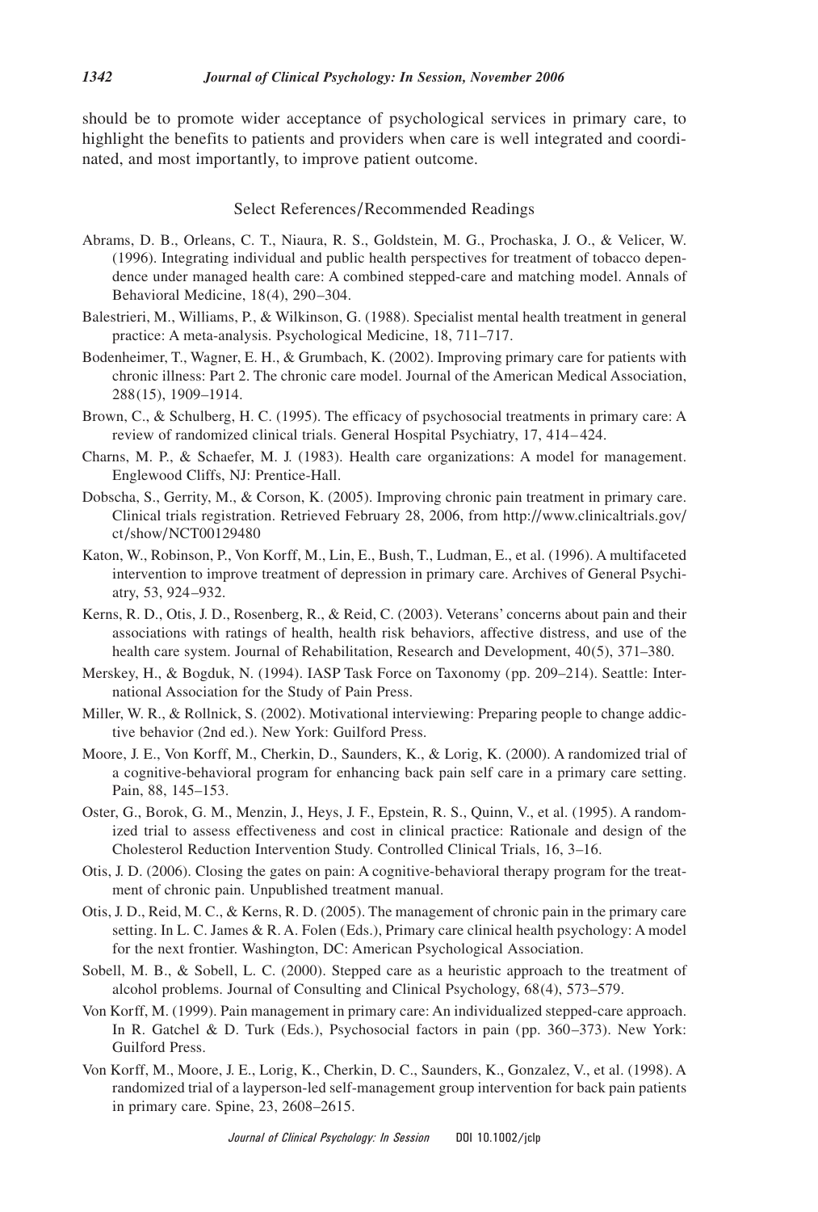should be to promote wider acceptance of psychological services in primary care, to highlight the benefits to patients and providers when care is well integrated and coordinated, and most importantly, to improve patient outcome.

## Select References/Recommended Readings

Abrams, D. B., Orleans, C. T., Niaura, R. S., Goldstein, M. G., Prochaska, J. O., & Velicer, W. (1996). Integrating individual and public health perspectives for treatment of tobacco dependence under managed health care: A combined stepped-care and matching model. Annals of Behavioral Medicine, 18(4), 290–304.

Balestrieri, M., Williams, P., & Wilkinson, G. (1988). Specialist mental health treatment in general practice: A meta-analysis. Psychological Medicine, 18, 711–717.

Bodenheimer, T., Wagner, E. H., & Grumbach, K. (2002). Improving primary care for patients with chronic illness: Part 2. The chronic care model. Journal of the American Medical Association, 288(15), 1909–1914.

Brown, C., & Schulberg, H. C. (1995). The efficacy of psychosocial treatments in primary care: A review of randomized clinical trials. General Hospital Psychiatry, 17, 414–424.

Charns, M. P., & Schaefer, M. J. (1983). Health care organizations: A model for management. Englewood Cliffs, NJ: Prentice-Hall.

Dobscha, S., Gerrity, M., & Corson, K. (2005). Improving chronic pain treatment in primary care. Clinical trials registration. Retrieved February 28, 2006, from http://www.clinicaltrials.gov/ct/show/NCT00129480

Katon, W., Robinson, P., Von Korff, M., Lin, E., Bush, T., Ludman, E., et al. (1996). A multifaceted intervention to improve treatment of depression in primary care. Archives of General Psychiatry, 53, 924–932.

Kerns, R. D., Otis, J. D., Rosenberg, R., & Reid, C. (2003). Veterans' concerns about pain and their associations with ratings of health, health risk behaviors, affective distress, and use of the health care system. Journal of Rehabilitation, Research and Development, 40(5), 371–380.

Merskey, H., & Bogduk, N. (1994). IASP Task Force on Taxonomy (pp. 209–214). Seattle: International Association for the Study of Pain Press.

Miller, W. R., & Rollnick, S. (2002). Motivational interviewing: Preparing people to change addictive behavior (2nd ed.). New York: Guilford Press.

Moore, J. E., Von Korff, M., Cherkin, D., Saunders, K., & Lorig, K. (2000). A randomized trial of a cognitive-behavioral program for enhancing back pain self care in a primary care setting. Pain, 88, 145–153.

Oster, G., Borok, G. M., Menzin, J., Heys, J. F., Epstein, R. S., Quinn, V., et al. (1995). A randomized trial to assess effectiveness and cost in clinical practice: Rationale and design of the Cholesterol Reduction Intervention Study. Controlled Clinical Trials, 16, 3–16.

Otis, J. D. (2006). Closing the gates on pain: A cognitive-behavioral therapy program for the treatment of chronic pain. Unpublished treatment manual.

Otis, J. D., Reid, M. C., & Kerns, R. D. (2005). The management of chronic pain in the primary care setting. In L. C. James & R. A. Folen (Eds.), Primary care clinical health psychology: A model for the next frontier. Washington, DC: American Psychological Association.

Sobell, M. B., & Sobell, L. C. (2000). Stepped care as a heuristic approach to the treatment of alcohol problems. Journal of Consulting and Clinical Psychology, 68(4), 573–579.

Von Korff, M. (1999). Pain management in primary care: An individualized stepped-care approach. In R. Gatchel & D. Turk (Eds.), Psychosocial factors in pain (pp. 360–373). New York: Guilford Press.

Von Korff, M., Moore, J. E., Lorig, K., Cherkin, D. C., Saunders, K., Gonzalez, V., et al. (1998). A randomized trial of a layperson-led self-management group intervention for back pain patients in primary care. Spine, 23, 2608–2615.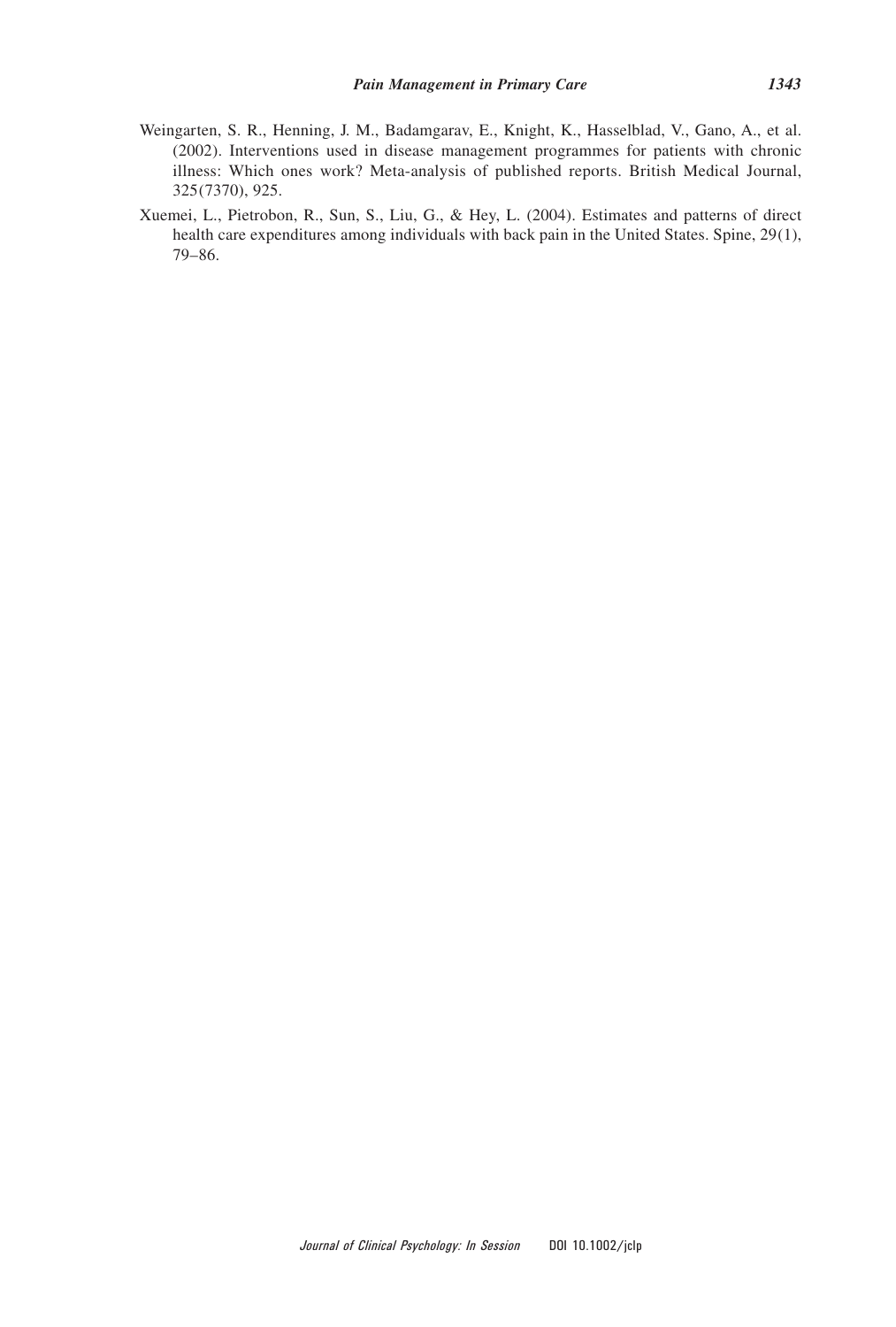Weingarten, S. R., Henning, J. M., Badamgarav, E., Knight, K., Hasselblad, V., Gano, A., et al. (2002). Interventions used in disease management programmes for patients with chronic illness: Which ones work? Meta-analysis of published reports. British Medical Journal, 325(7370), 925.

Xuemei, L., Pietrobon, R., Sun, S., Liu, G., & Hey, L. (2004). Estimates and patterns of direct health care expenditures among individuals with back pain in the United States. Spine, 29(1), 79–86.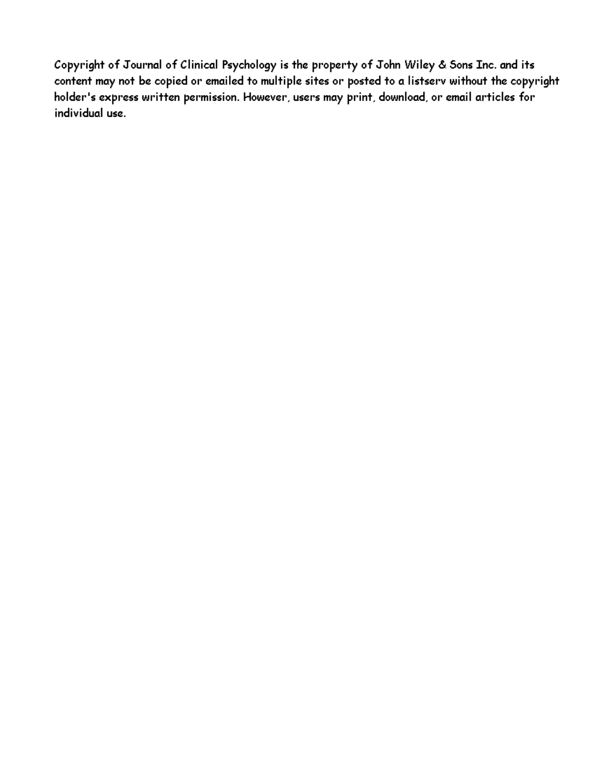Copyright of Journal of Clinical Psychology is the property of John Wiley & Sons Inc. and its content may not be copied or emailed to multiple sites or posted to a listserv without the copyright holder's express written permission. However, users may print, download, or email articles for individual use.